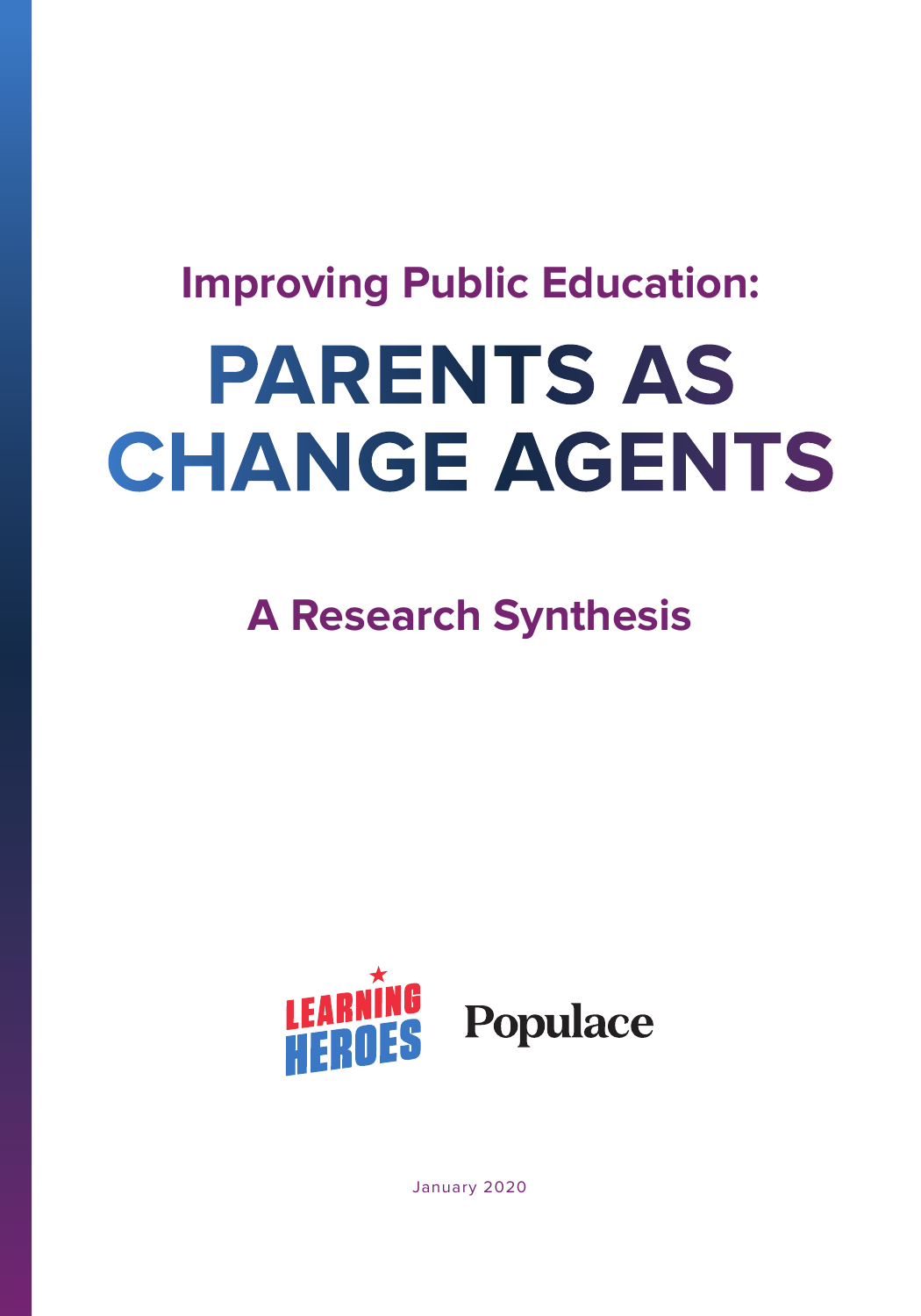## Improving Public Education:

# PARENTS AS CHANGE AGENTS

## A Research Synthesis

LEARNING HEROES

Populace

January 2020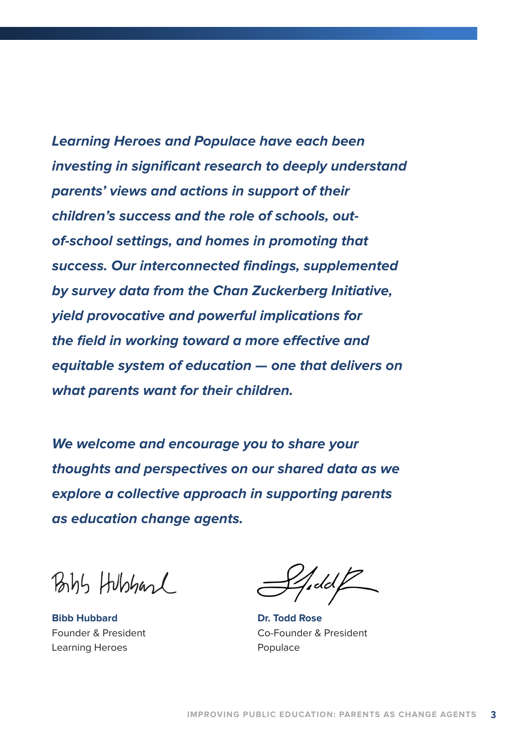***Learning Heroes and Populace have each been investing in significant research to deeply understand parents' views and actions in support of their children's success and the role of schools, out-of-school settings, and homes in promoting that success. Our interconnected findings, supplemented by survey data from the Chan Zuckerberg Initiative, yield provocative and powerful implications for the field in working toward a more effective and equitable system of education — one that delivers on what parents want for their children.***

***We welcome and encourage you to share your thoughts and perspectives on our shared data as we explore a collective approach in supporting parents as education change agents.***

**Bibb Hubbard**
Founder & President
Learning Heroes

**Dr. Todd Rose**
Co-Founder & President
Populace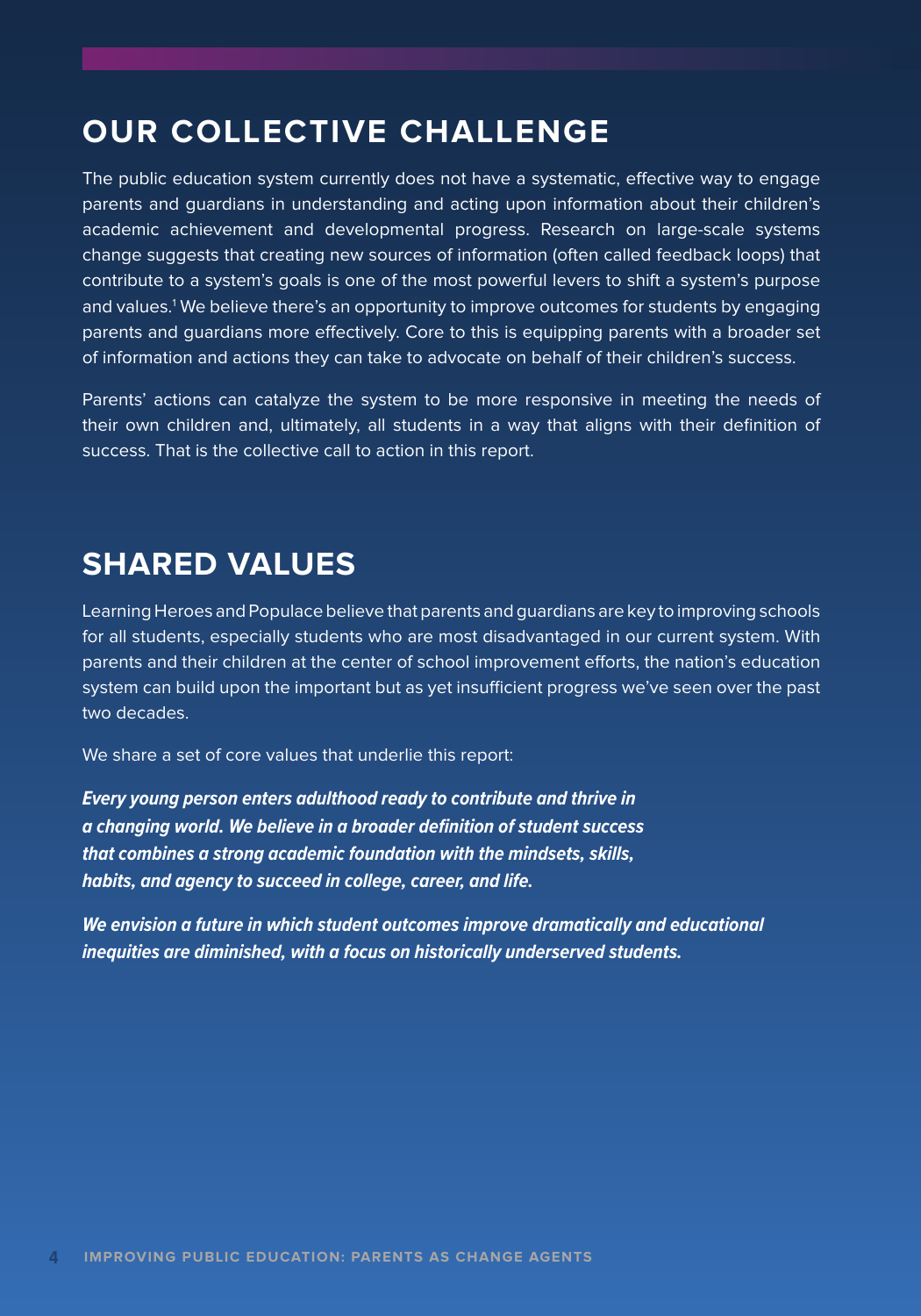## OUR COLLECTIVE CHALLENGE

The public education system currently does not have a systematic, effective way to engage parents and guardians in understanding and acting upon information about their children's academic achievement and developmental progress. Research on large-scale systems change suggests that creating new sources of information (often called feedback loops) that contribute to a system's goals is one of the most powerful levers to shift a system's purpose and values.[1] We believe there's an opportunity to improve outcomes for students by engaging parents and guardians more effectively. Core to this is equipping parents with a broader set of information and actions they can take to advocate on behalf of their children's success.

Parents' actions can catalyze the system to be more responsive in meeting the needs of their own children and, ultimately, all students in a way that aligns with their definition of success. That is the collective call to action in this report.

## SHARED VALUES

Learning Heroes and Populace believe that parents and guardians are key to improving schools for all students, especially students who are most disadvantaged in our current system. With parents and their children at the center of school improvement efforts, the nation's education system can build upon the important but as yet insufficient progress we've seen over the past two decades.

We share a set of core values that underlie this report:

***Every young person enters adulthood ready to contribute and thrive in a changing world. We believe in a broader definition of student success that combines a strong academic foundation with the mindsets, skills, habits, and agency to succeed in college, career, and life.***

***We envision a future in which student outcomes improve dramatically and educational inequities are diminished, with a focus on historically underserved students.***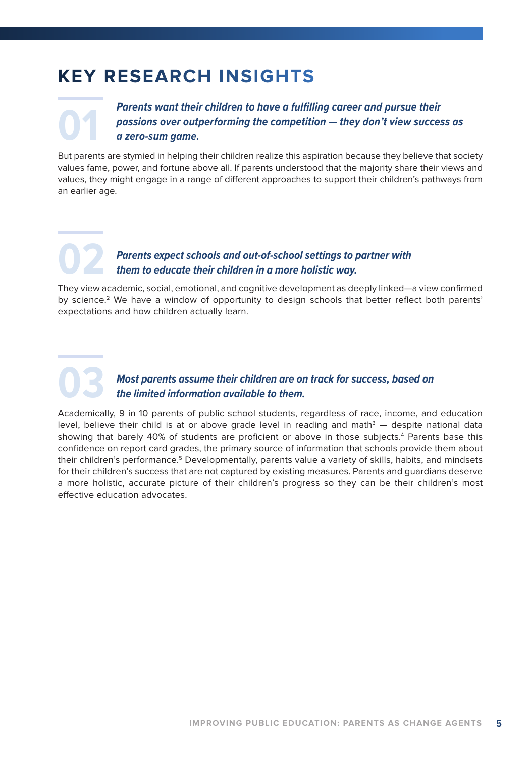# KEY RESEARCH INSIGHTS

## 01

***Parents want their children to have a fulfilling career and pursue their passions over outperforming the competition — they don't view success as a zero-sum game.***

But parents are stymied in helping their children realize this aspiration because they believe that society values fame, power, and fortune above all. If parents understood that the majority share their views and values, they might engage in a range of different approaches to support their children's pathways from an earlier age.

## 02

***Parents expect schools and out-of-school settings to partner with them to educate their children in a more holistic way.***

They view academic, social, emotional, and cognitive development as deeply linked—a view confirmed by science.[2] We have a window of opportunity to design schools that better reflect both parents' expectations and how children actually learn.

## 03

***Most parents assume their children are on track for success, based on the limited information available to them.***

Academically, 9 in 10 parents of public school students, regardless of race, income, and education level, believe their child is at or above grade level in reading and math[3] — despite national data showing that barely 40% of students are proficient or above in those subjects.[4] Parents base this confidence on report card grades, the primary source of information that schools provide them about their children's performance.[5] Developmentally, parents value a variety of skills, habits, and mindsets for their children's success that are not captured by existing measures. Parents and guardians deserve a more holistic, accurate picture of their children's progress so they can be their children's most effective education advocates.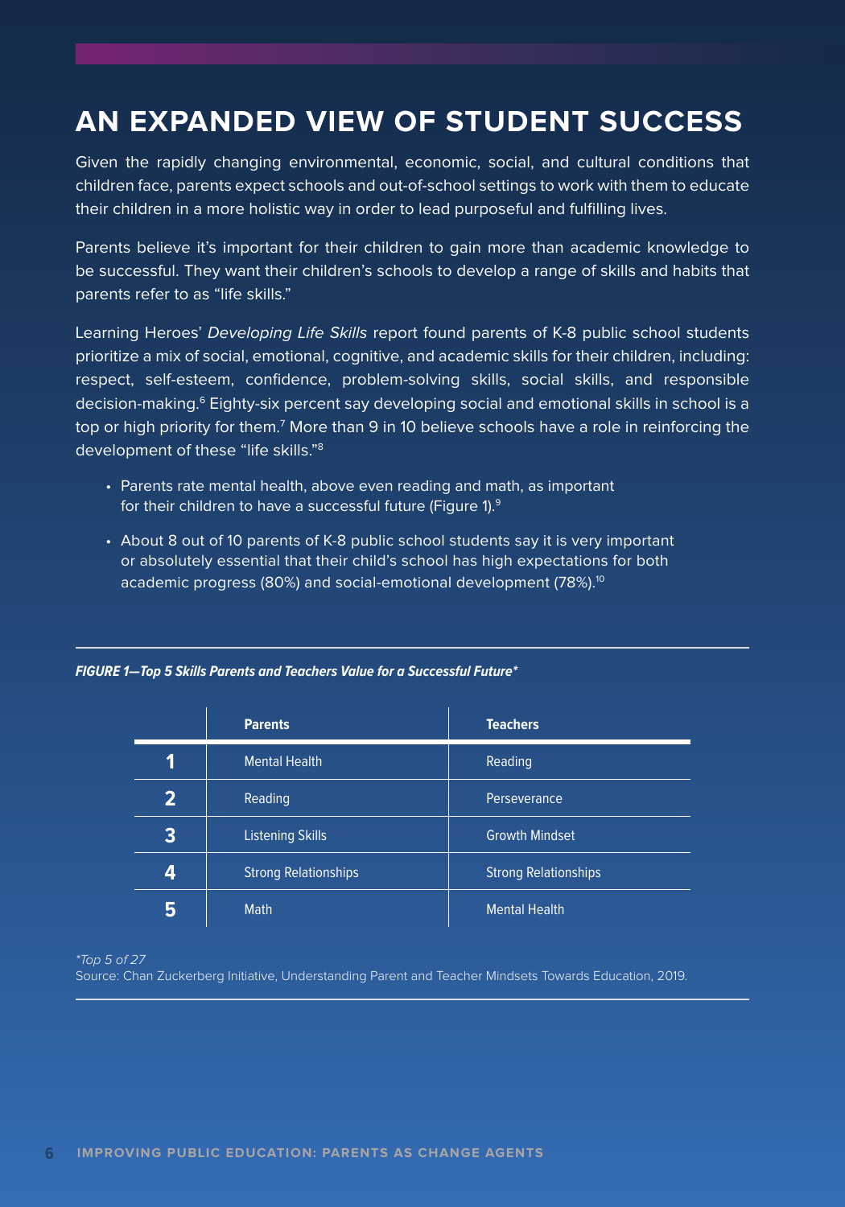# AN EXPANDED VIEW OF STUDENT SUCCESS

Given the rapidly changing environmental, economic, social, and cultural conditions that children face, parents expect schools and out-of-school settings to work with them to educate their children in a more holistic way in order to lead purposeful and fulfilling lives.

Parents believe it's important for their children to gain more than academic knowledge to be successful. They want their children's schools to develop a range of skills and habits that parents refer to as "life skills."

Learning Heroes' *Developing Life Skills* report found parents of K-8 public school students prioritize a mix of social, emotional, cognitive, and academic skills for their children, including: respect, self-esteem, confidence, problem-solving skills, social skills, and responsible decision-making.[6] Eighty-six percent say developing social and emotional skills in school is a top or high priority for them.[7] More than 9 in 10 believe schools have a role in reinforcing the development of these "life skills."[8]

- Parents rate mental health, above even reading and math, as important for their children to have a successful future (Figure 1).[9]
- About 8 out of 10 parents of K-8 public school students say it is very important or absolutely essential that their child's school has high expectations for both academic progress (80%) and social-emotional development (78%).[10]

***FIGURE 1—Top 5 Skills Parents and Teachers Value for a Successful Future****

| | Parents | Teachers |
|---|---|---|
| **1** | Mental Health | Reading |
| **2** | Reading | Perseverance |
| **3** | Listening Skills | Growth Mindset |
| **4** | Strong Relationships | Strong Relationships |
| **5** | Math | Mental Health |

*\*Top 5 of 27*

Source: Chan Zuckerberg Initiative, Understanding Parent and Teacher Mindsets Towards Education, 2019.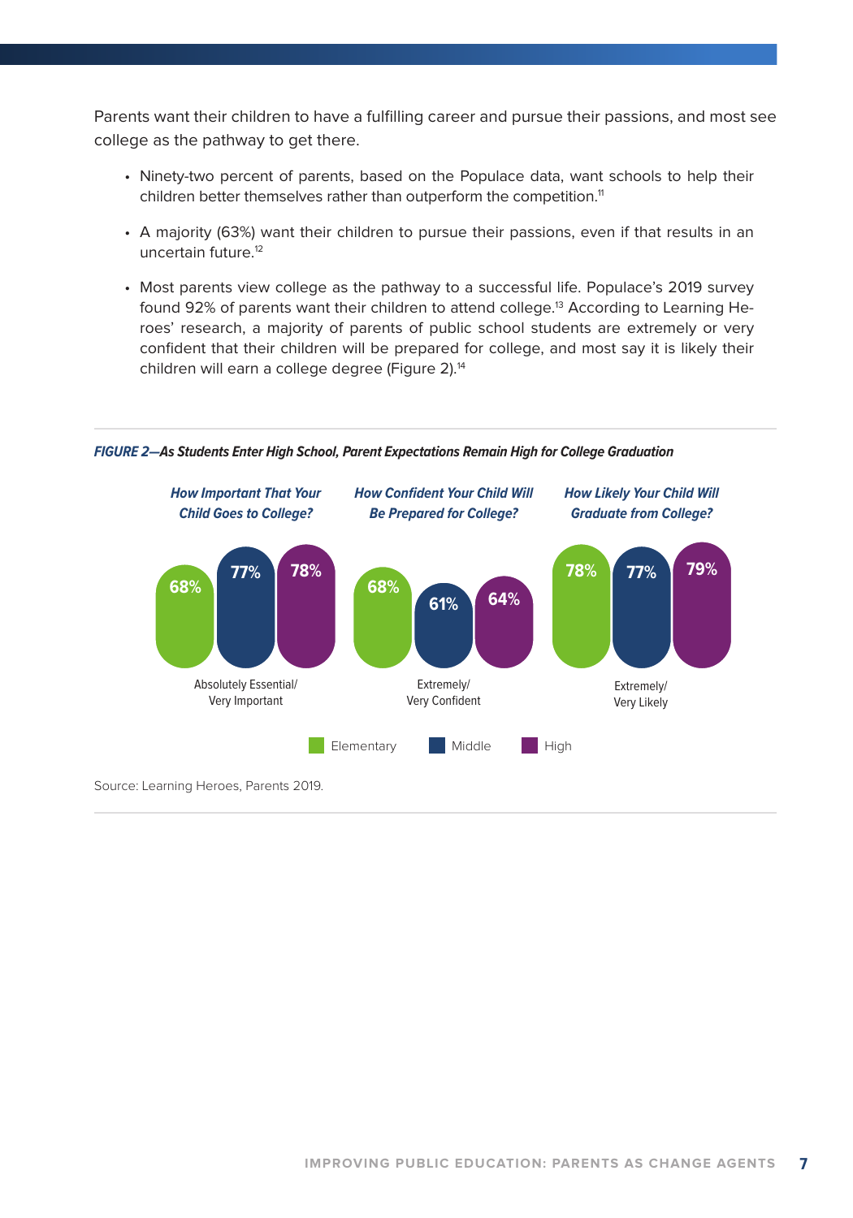Parents want their children to have a fulfilling career and pursue their passions, and most see college as the pathway to get there.

- Ninety-two percent of parents, based on the Populace data, want schools to help their children better themselves rather than outperform the competition.[11]
- A majority (63%) want their children to pursue their passions, even if that results in an uncertain future.[12]
- Most parents view college as the pathway to a successful life. Populace's 2019 survey found 92% of parents want their children to attend college.[13] According to Learning Heroes' research, a majority of parents of public school students are extremely or very confident that their children will be prepared for college, and most say it is likely their children will earn a college degree (Figure 2).[14]

***FIGURE 2—As Students Enter High School, Parent Expectations Remain High for College Graduation***

| | How Important That Your Child Goes to College? (Absolutely Essential/Very Important) | How Confident Your Child Will Be Prepared for College? (Extremely/Very Confident) | How Likely Your Child Will Graduate from College? (Extremely/Very Likely) |
|---|---|---|---|
| Elementary | 68% | 68% | 78% |
| Middle | 77% | 61% | 77% |
| High | 78% | 64% | 79% |

Source: Learning Heroes, Parents 2019.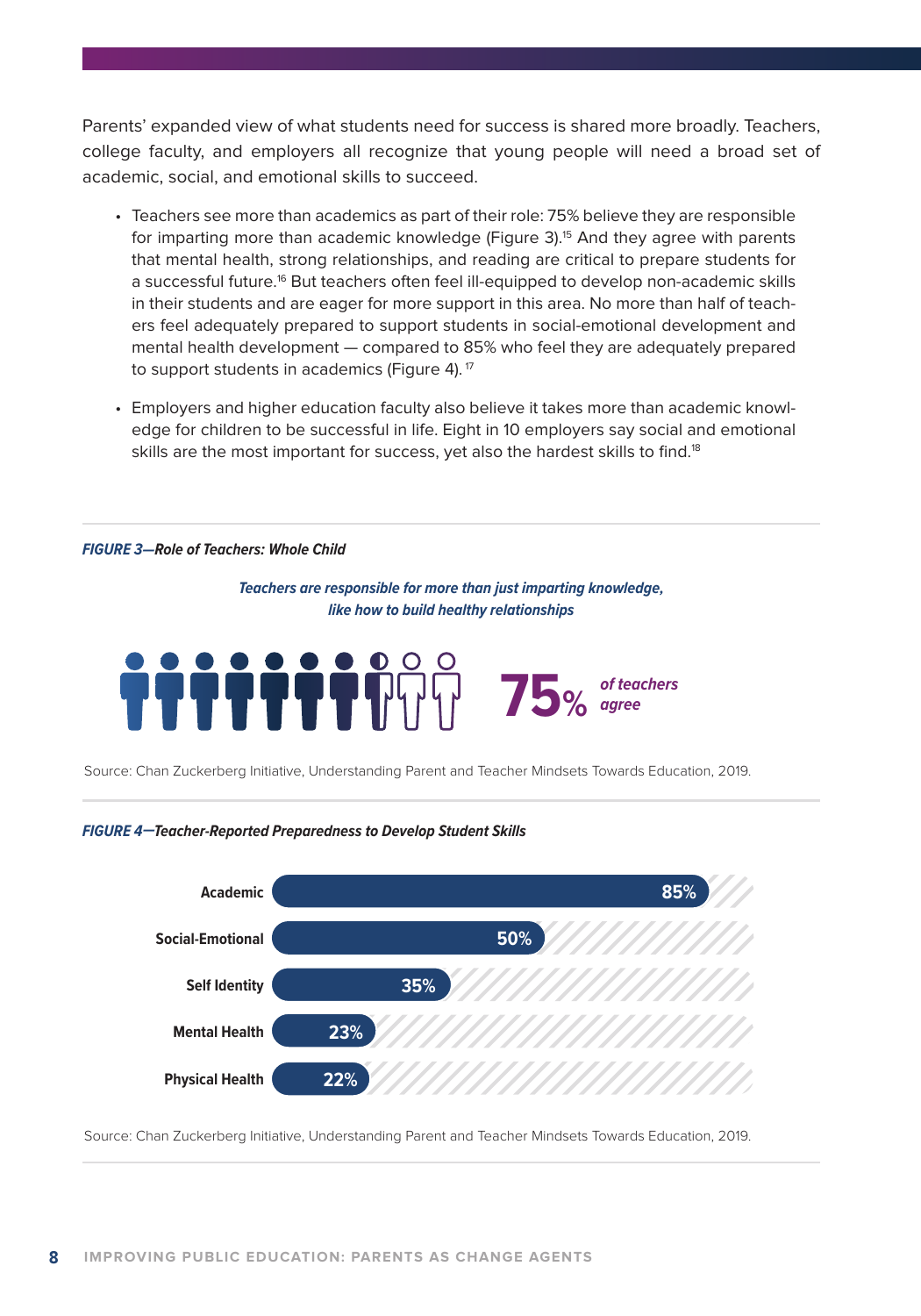Parents' expanded view of what students need for success is shared more broadly. Teachers, college faculty, and employers all recognize that young people will need a broad set of academic, social, and emotional skills to succeed.

- Teachers see more than academics as part of their role: 75% believe they are responsible for imparting more than academic knowledge (Figure 3).[15] And they agree with parents that mental health, strong relationships, and reading are critical to prepare students for a successful future.[16] But teachers often feel ill-equipped to develop non-academic skills in their students and are eager for more support in this area. No more than half of teachers feel adequately prepared to support students in social-emotional development and mental health development — compared to 85% who feel they are adequately prepared to support students in academics (Figure 4).[17]
- Employers and higher education faculty also believe it takes more than academic knowledge for children to be successful in life. Eight in 10 employers say social and emotional skills are the most important for success, yet also the hardest skills to find.[18]

***FIGURE 3—Role of Teachers: Whole Child***

*Teachers are responsible for more than just imparting knowledge, like how to build healthy relationships*

**75%** *of teachers agree*

Source: Chan Zuckerberg Initiative, Understanding Parent and Teacher Mindsets Towards Education, 2019.

***FIGURE 4—Teacher-Reported Preparedness to Develop Student Skills***

| Skill | Percent |
| --- | --- |
| Academic | 85% |
| Social-Emotional | 50% |
| Self Identity | 35% |
| Mental Health | 23% |
| Physical Health | 22% |

Source: Chan Zuckerberg Initiative, Understanding Parent and Teacher Mindsets Towards Education, 2019.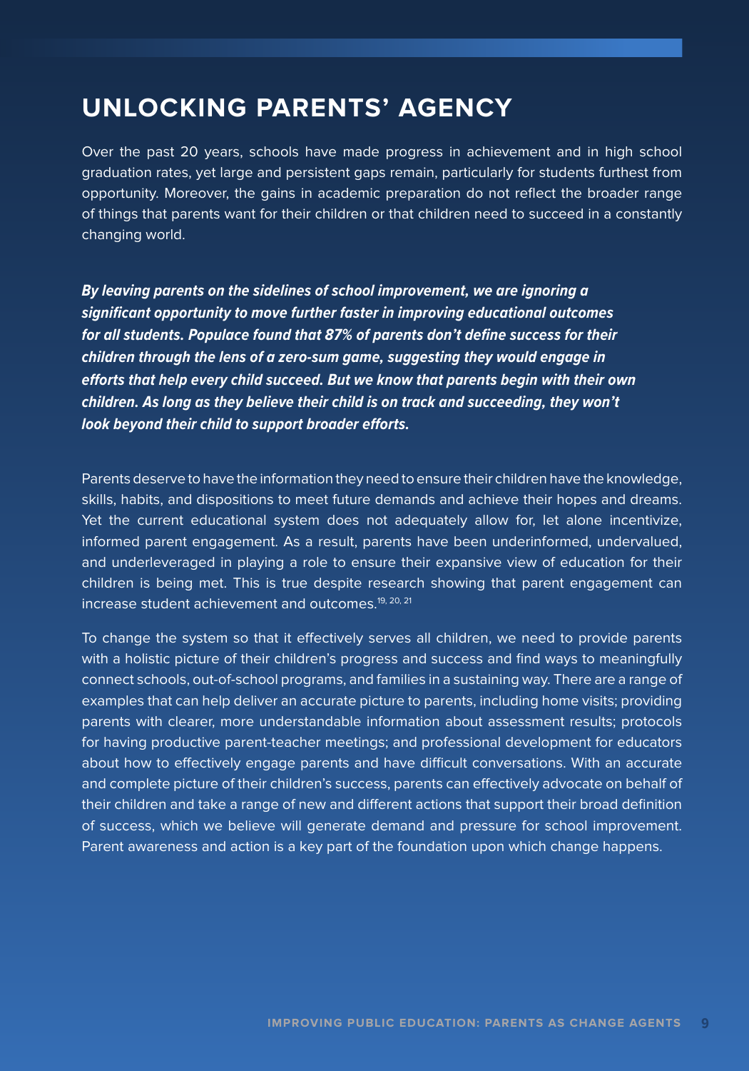# UNLOCKING PARENTS' AGENCY

Over the past 20 years, schools have made progress in achievement and in high school graduation rates, yet large and persistent gaps remain, particularly for students furthest from opportunity. Moreover, the gains in academic preparation do not reflect the broader range of things that parents want for their children or that children need to succeed in a constantly changing world.

***By leaving parents on the sidelines of school improvement, we are ignoring a significant opportunity to move further faster in improving educational outcomes for all students. Populace found that 87% of parents don't define success for their children through the lens of a zero-sum game, suggesting they would engage in efforts that help every child succeed. But we know that parents begin with their own children. As long as they believe their child is on track and succeeding, they won't look beyond their child to support broader efforts.***

Parents deserve to have the information they need to ensure their children have the knowledge, skills, habits, and dispositions to meet future demands and achieve their hopes and dreams. Yet the current educational system does not adequately allow for, let alone incentivize, informed parent engagement. As a result, parents have been underinformed, undervalued, and underleveraged in playing a role to ensure their expansive view of education for their children is being met. This is true despite research showing that parent engagement can increase student achievement and outcomes.[19, 20, 21]

To change the system so that it effectively serves all children, we need to provide parents with a holistic picture of their children's progress and success and find ways to meaningfully connect schools, out-of-school programs, and families in a sustaining way. There are a range of examples that can help deliver an accurate picture to parents, including home visits; providing parents with clearer, more understandable information about assessment results; protocols for having productive parent-teacher meetings; and professional development for educators about how to effectively engage parents and have difficult conversations. With an accurate and complete picture of their children's success, parents can effectively advocate on behalf of their children and take a range of new and different actions that support their broad definition of success, which we believe will generate demand and pressure for school improvement. Parent awareness and action is a key part of the foundation upon which change happens.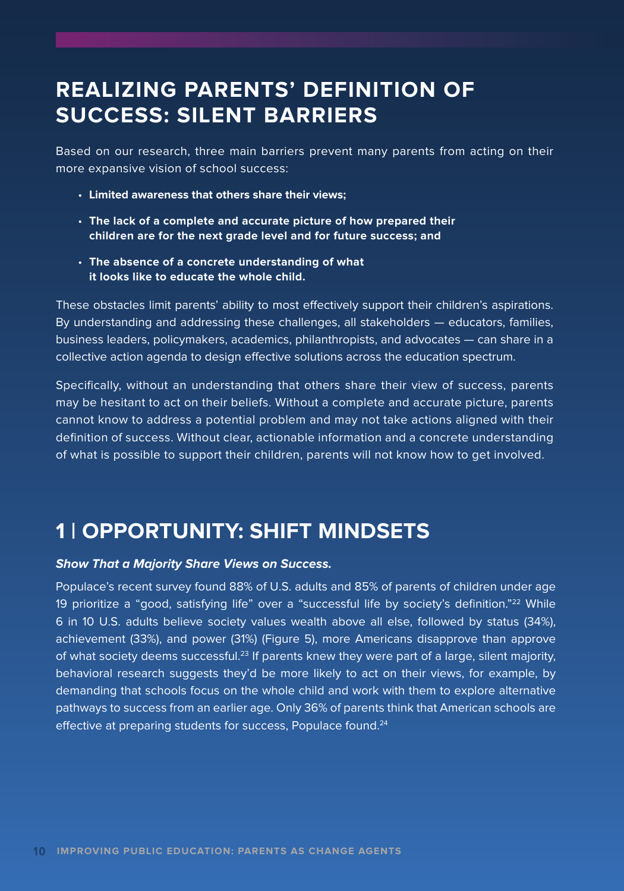# REALIZING PARENTS' DEFINITION OF SUCCESS: SILENT BARRIERS

Based on our research, three main barriers prevent many parents from acting on their more expansive vision of school success:

- **Limited awareness that others share their views;**
- **The lack of a complete and accurate picture of how prepared their children are for the next grade level and for future success; and**
- **The absence of a concrete understanding of what it looks like to educate the whole child.**

These obstacles limit parents' ability to most effectively support their children's aspirations. By understanding and addressing these challenges, all stakeholders — educators, families, business leaders, policymakers, academics, philanthropists, and advocates — can share in a collective action agenda to design effective solutions across the education spectrum.

Specifically, without an understanding that others share their view of success, parents may be hesitant to act on their beliefs. Without a complete and accurate picture, parents cannot know to address a potential problem and may not take actions aligned with their definition of success. Without clear, actionable information and a concrete understanding of what is possible to support their children, parents will not know how to get involved.

## 1 | OPPORTUNITY: SHIFT MINDSETS

***Show That a Majority Share Views on Success.***

Populace's recent survey found 88% of U.S. adults and 85% of parents of children under age 19 prioritize a "good, satisfying life" over a "successful life by society's definition."[22] While 6 in 10 U.S. adults believe society values wealth above all else, followed by status (34%), achievement (33%), and power (31%) (Figure 5), more Americans disapprove than approve of what society deems successful.[23] If parents knew they were part of a large, silent majority, behavioral research suggests they'd be more likely to act on their views, for example, by demanding that schools focus on the whole child and work with them to explore alternative pathways to success from an earlier age. Only 36% of parents think that American schools are effective at preparing students for success, Populace found.[24]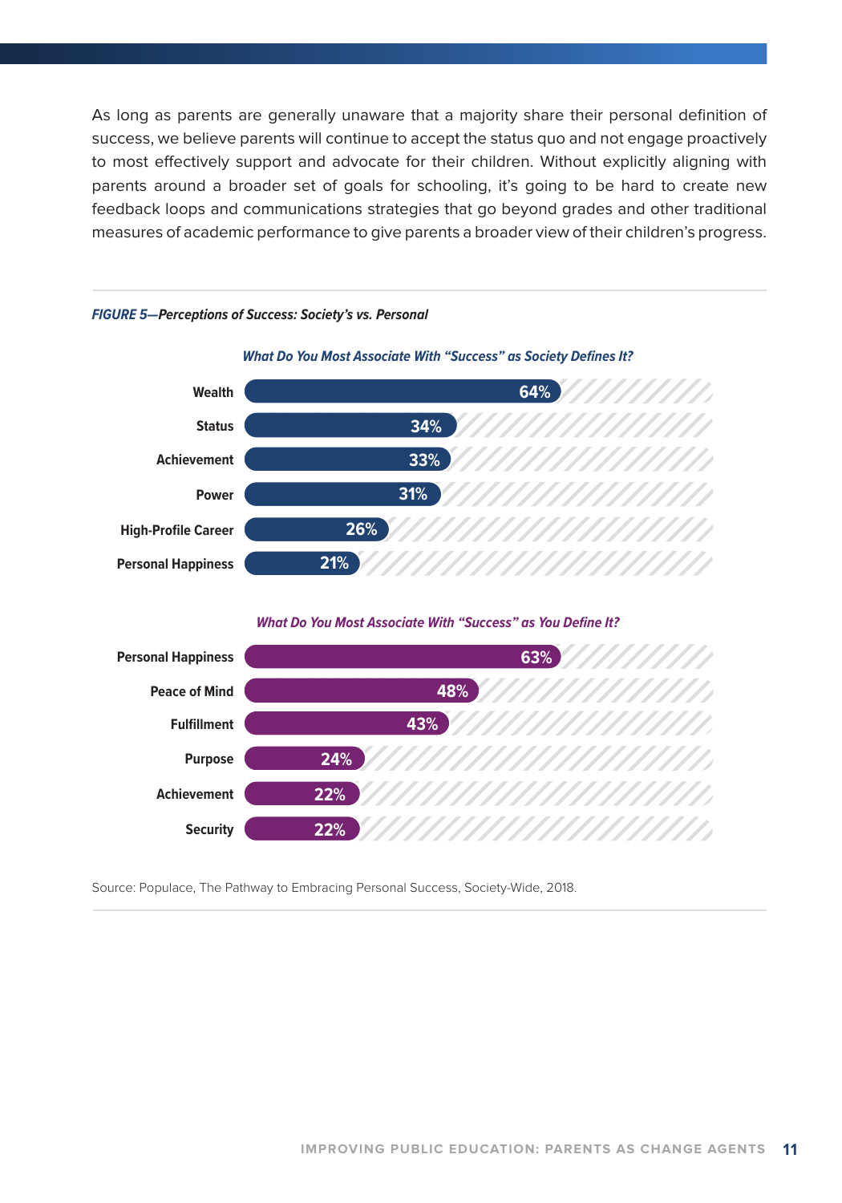As long as parents are generally unaware that a majority share their personal definition of success, we believe parents will continue to accept the status quo and not engage proactively to most effectively support and advocate for their children. Without explicitly aligning with parents around a broader set of goals for schooling, it's going to be hard to create new feedback loops and communications strategies that go beyond grades and other traditional measures of academic performance to give parents a broader view of their children's progress.

***FIGURE 5—Perceptions of Success: Society's vs. Personal***

***What Do You Most Associate With "Success" as Society Defines It?***

| Success as Society Defines It | % |
|---|---|
| Wealth | 64% |
| Status | 34% |
| Achievement | 33% |
| Power | 31% |
| High-Profile Career | 26% |
| Personal Happiness | 21% |

***What Do You Most Associate With "Success" as You Define It?***

| Success as You Define It | % |
|---|---|
| Personal Happiness | 63% |
| Peace of Mind | 48% |
| Fulfillment | 43% |
| Purpose | 24% |
| Achievement | 22% |
| Security | 22% |

Source: Populace, The Pathway to Embracing Personal Success, Society-Wide, 2018.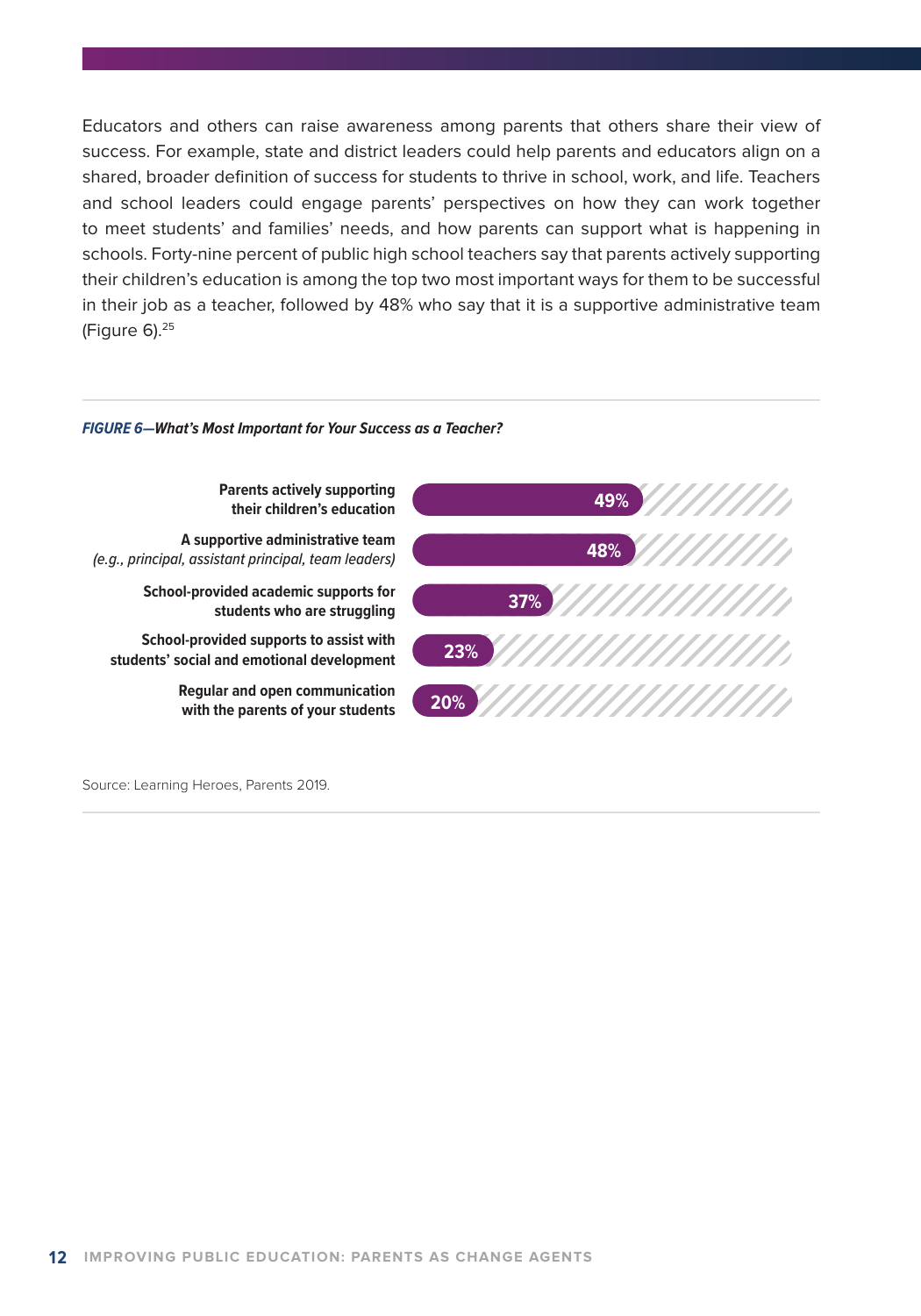Educators and others can raise awareness among parents that others share their view of success. For example, state and district leaders could help parents and educators align on a shared, broader definition of success for students to thrive in school, work, and life. Teachers and school leaders could engage parents' perspectives on how they can work together to meet students' and families' needs, and how parents can support what is happening in schools. Forty-nine percent of public high school teachers say that parents actively supporting their children's education is among the top two most important ways for them to be successful in their job as a teacher, followed by 48% who say that it is a supportive administrative team (Figure 6).[25]

***FIGURE 6—What's Most Important for Your Success as a Teacher?***

| Factor | Percent |
|---|---|
| Parents actively supporting their children's education | 49% |
| A supportive administrative team *(e.g., principal, assistant principal, team leaders)* | 48% |
| School-provided academic supports for students who are struggling | 37% |
| School-provided supports to assist with students' social and emotional development | 23% |
| Regular and open communication with the parents of your students | 20% |

Source: Learning Heroes, Parents 2019.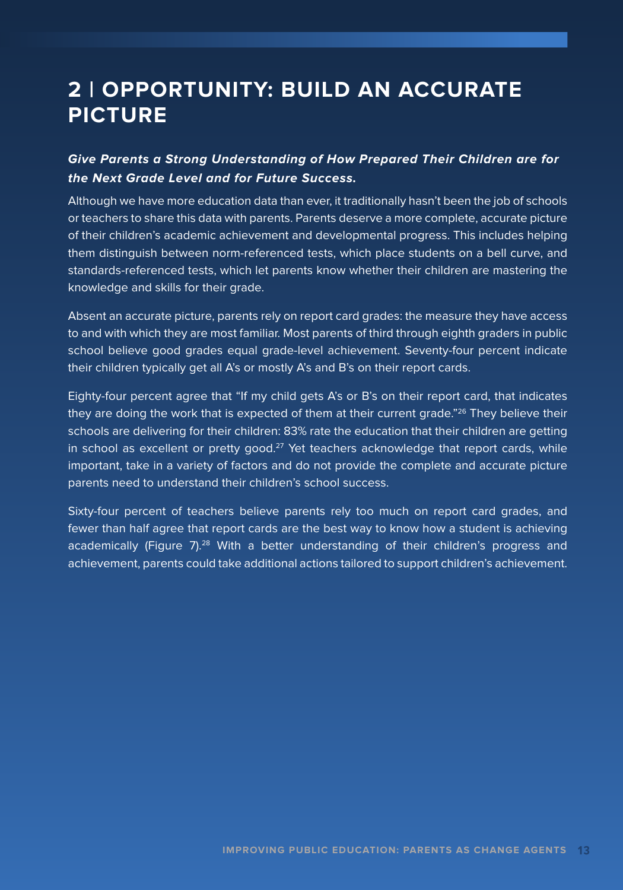# 2 | OPPORTUNITY: BUILD AN ACCURATE PICTURE

***Give Parents a Strong Understanding of How Prepared Their Children are for the Next Grade Level and for Future Success.***

Although we have more education data than ever, it traditionally hasn't been the job of schools or teachers to share this data with parents. Parents deserve a more complete, accurate picture of their children's academic achievement and developmental progress. This includes helping them distinguish between norm-referenced tests, which place students on a bell curve, and standards-referenced tests, which let parents know whether their children are mastering the knowledge and skills for their grade.

Absent an accurate picture, parents rely on report card grades: the measure they have access to and with which they are most familiar. Most parents of third through eighth graders in public school believe good grades equal grade-level achievement. Seventy-four percent indicate their children typically get all A's or mostly A's and B's on their report cards.

Eighty-four percent agree that "If my child gets A's or B's on their report card, that indicates they are doing the work that is expected of them at their current grade."[26] They believe their schools are delivering for their children: 83% rate the education that their children are getting in school as excellent or pretty good.[27] Yet teachers acknowledge that report cards, while important, take in a variety of factors and do not provide the complete and accurate picture parents need to understand their children's school success.

Sixty-four percent of teachers believe parents rely too much on report card grades, and fewer than half agree that report cards are the best way to know how a student is achieving academically (Figure 7).[28] With a better understanding of their children's progress and achievement, parents could take additional actions tailored to support children's achievement.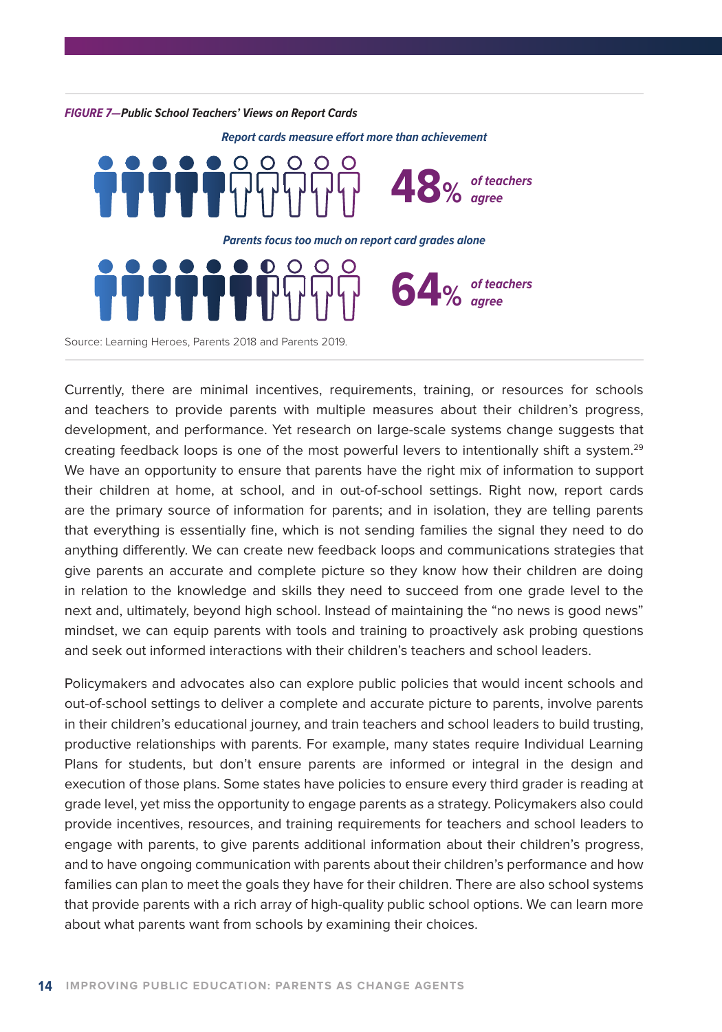***FIGURE 7—Public School Teachers' Views on Report Cards***

***Report cards measure effort more than achievement***

**48%** *of teachers agree*

***Parents focus too much on report card grades alone***

**64%** *of teachers agree*

Source: Learning Heroes, Parents 2018 and Parents 2019.

Currently, there are minimal incentives, requirements, training, or resources for schools and teachers to provide parents with multiple measures about their children's progress, development, and performance. Yet research on large-scale systems change suggests that creating feedback loops is one of the most powerful levers to intentionally shift a system.[29] We have an opportunity to ensure that parents have the right mix of information to support their children at home, at school, and in out-of-school settings. Right now, report cards are the primary source of information for parents; and in isolation, they are telling parents that everything is essentially fine, which is not sending families the signal they need to do anything differently. We can create new feedback loops and communications strategies that give parents an accurate and complete picture so they know how their children are doing in relation to the knowledge and skills they need to succeed from one grade level to the next and, ultimately, beyond high school. Instead of maintaining the "no news is good news" mindset, we can equip parents with tools and training to proactively ask probing questions and seek out informed interactions with their children's teachers and school leaders.

Policymakers and advocates also can explore public policies that would incent schools and out-of-school settings to deliver a complete and accurate picture to parents, involve parents in their children's educational journey, and train teachers and school leaders to build trusting, productive relationships with parents. For example, many states require Individual Learning Plans for students, but don't ensure parents are informed or integral in the design and execution of those plans. Some states have policies to ensure every third grader is reading at grade level, yet miss the opportunity to engage parents as a strategy. Policymakers also could provide incentives, resources, and training requirements for teachers and school leaders to engage with parents, to give parents additional information about their children's progress, and to have ongoing communication with parents about their children's performance and how families can plan to meet the goals they have for their children. There are also school systems that provide parents with a rich array of high-quality public school options. We can learn more about what parents want from schools by examining their choices.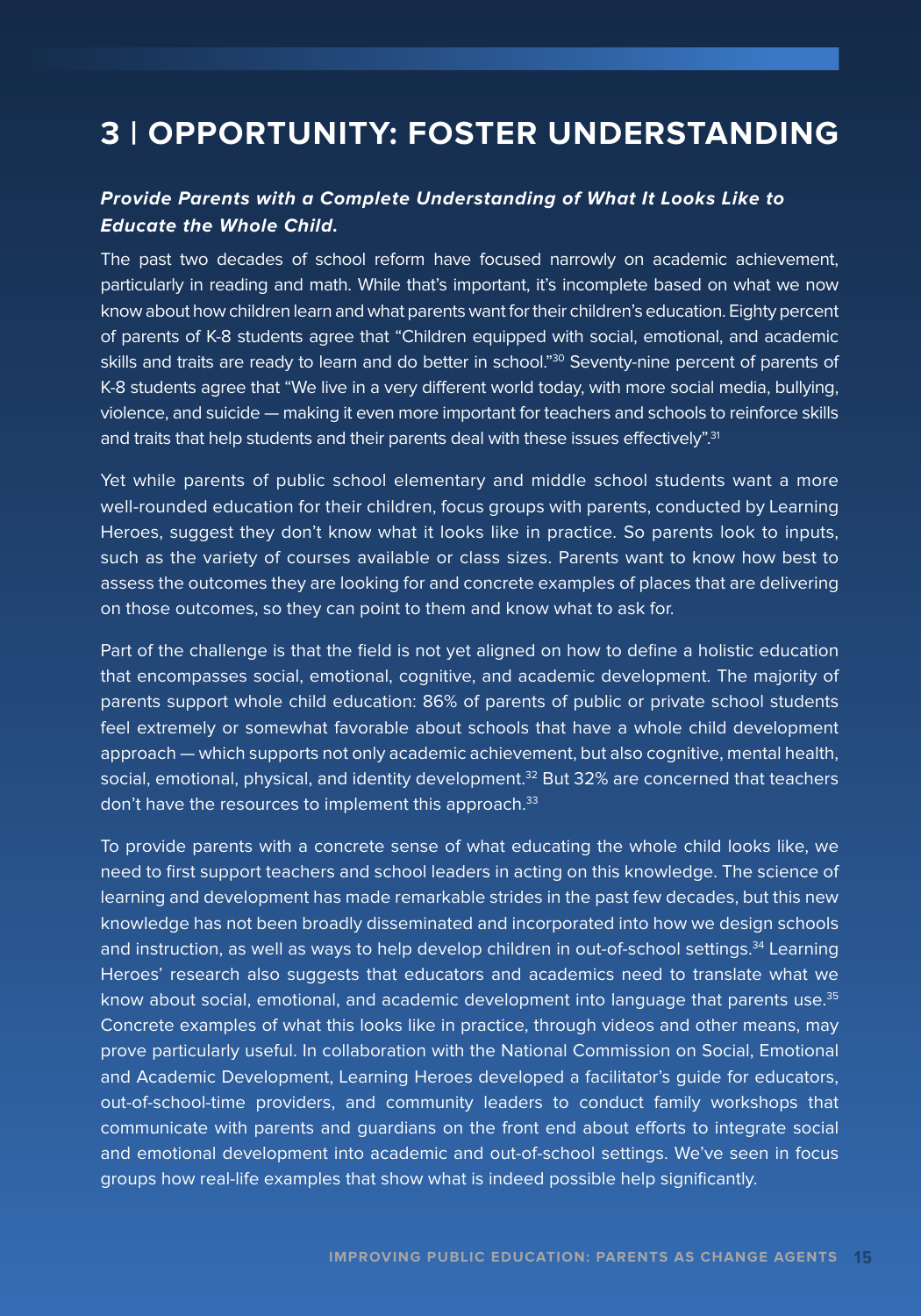# 3 | OPPORTUNITY: FOSTER UNDERSTANDING

***Provide Parents with a Complete Understanding of What It Looks Like to Educate the Whole Child.***

The past two decades of school reform have focused narrowly on academic achievement, particularly in reading and math. While that's important, it's incomplete based on what we now know about how children learn and what parents want for their children's education. Eighty percent of parents of K-8 students agree that "Children equipped with social, emotional, and academic skills and traits are ready to learn and do better in school."[30] Seventy-nine percent of parents of K-8 students agree that "We live in a very different world today, with more social media, bullying, violence, and suicide — making it even more important for teachers and schools to reinforce skills and traits that help students and their parents deal with these issues effectively".[31]

Yet while parents of public school elementary and middle school students want a more well-rounded education for their children, focus groups with parents, conducted by Learning Heroes, suggest they don't know what it looks like in practice. So parents look to inputs, such as the variety of courses available or class sizes. Parents want to know how best to assess the outcomes they are looking for and concrete examples of places that are delivering on those outcomes, so they can point to them and know what to ask for.

Part of the challenge is that the field is not yet aligned on how to define a holistic education that encompasses social, emotional, cognitive, and academic development. The majority of parents support whole child education: 86% of parents of public or private school students feel extremely or somewhat favorable about schools that have a whole child development approach — which supports not only academic achievement, but also cognitive, mental health, social, emotional, physical, and identity development.[32] But 32% are concerned that teachers don't have the resources to implement this approach.[33]

To provide parents with a concrete sense of what educating the whole child looks like, we need to first support teachers and school leaders in acting on this knowledge. The science of learning and development has made remarkable strides in the past few decades, but this new knowledge has not been broadly disseminated and incorporated into how we design schools and instruction, as well as ways to help develop children in out-of-school settings.[34] Learning Heroes' research also suggests that educators and academics need to translate what we know about social, emotional, and academic development into language that parents use.[35] Concrete examples of what this looks like in practice, through videos and other means, may prove particularly useful. In collaboration with the National Commission on Social, Emotional and Academic Development, Learning Heroes developed a facilitator's guide for educators, out-of-school-time providers, and community leaders to conduct family workshops that communicate with parents and guardians on the front end about efforts to integrate social and emotional development into academic and out-of-school settings. We've seen in focus groups how real-life examples that show what is indeed possible help significantly.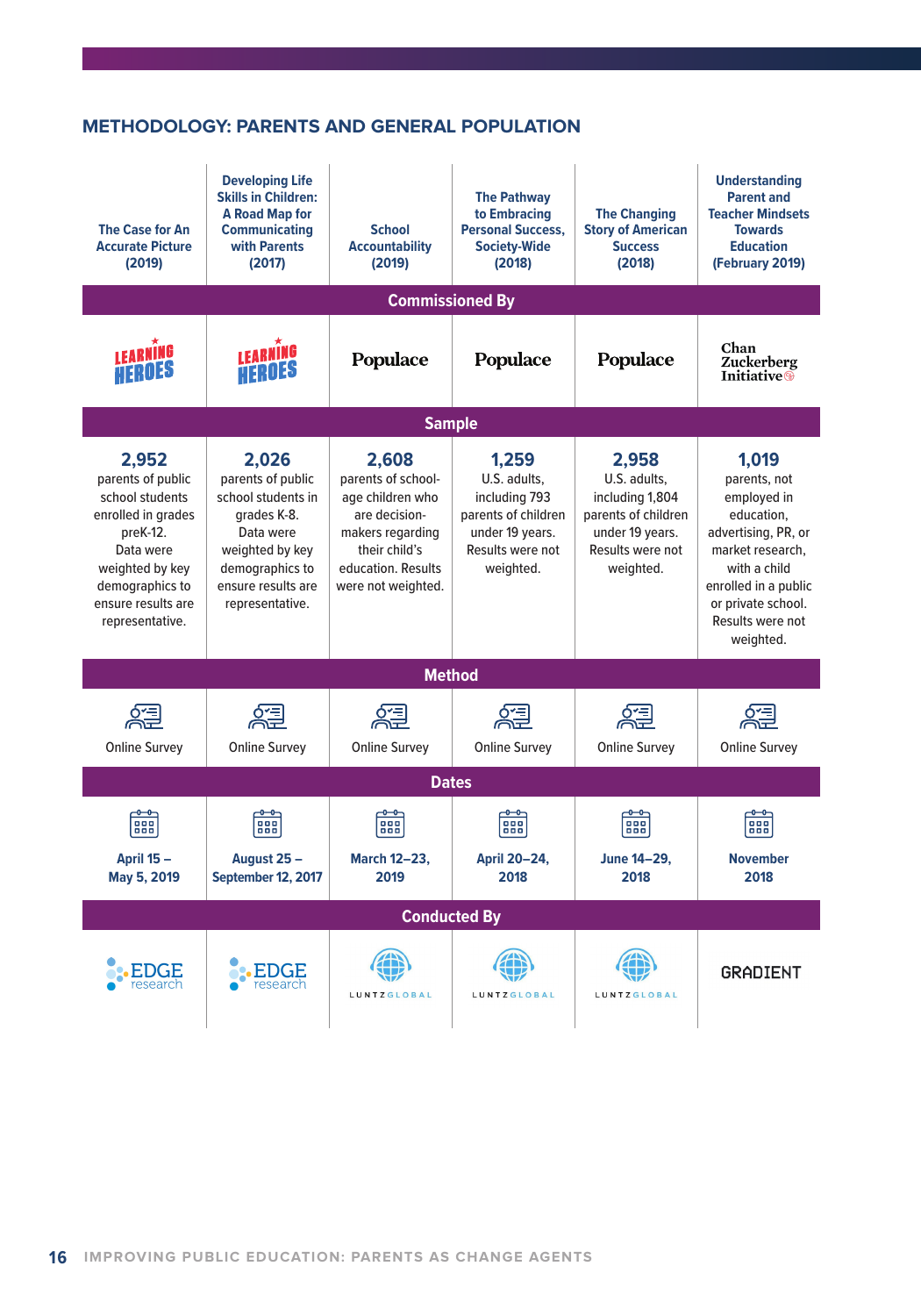## METHODOLOGY: PARENTS AND GENERAL POPULATION

| | The Case for An Accurate Picture (2019) | Developing Life Skills in Children: A Road Map for Communicating with Parents (2017) | School Accountability (2019) | The Pathway to Embracing Personal Success, Society-Wide (2018) | The Changing Story of American Success (2018) | Understanding Parent and Teacher Mindsets Towards Education (February 2019) |
|---|---|---|---|---|---|---|
| **Commissioned By** | Learning Heroes | Learning Heroes | Populace | Populace | Populace | Chan Zuckerberg Initiative |
| **Sample** | **2,952** parents of public school students enrolled in grades preK-12. Data were weighted by key demographics to ensure results are representative. | **2,026** parents of public school students in grades K-8. Data were weighted by key demographics to ensure results are representative. | **2,608** parents of school-age children who are decision-makers regarding their child's education. Results were not weighted. | **1,259** U.S. adults, including 793 parents of children under 19 years. Results were not weighted. | **2,958** U.S. adults, including 1,804 parents of children under 19 years. Results were not weighted. | **1,019** parents, not employed in education, advertising, PR, or market research, with a child enrolled in a public or private school. Results were not weighted. |
| **Method** | Online Survey | Online Survey | Online Survey | Online Survey | Online Survey | Online Survey |
| **Dates** | April 15 – May 5, 2019 | August 25 – September 12, 2017 | March 12–23, 2019 | April 20–24, 2018 | June 14–29, 2018 | November 2018 |
| **Conducted By** | EDGE research | EDGE research | Luntz Global | Luntz Global | Luntz Global | Gradient |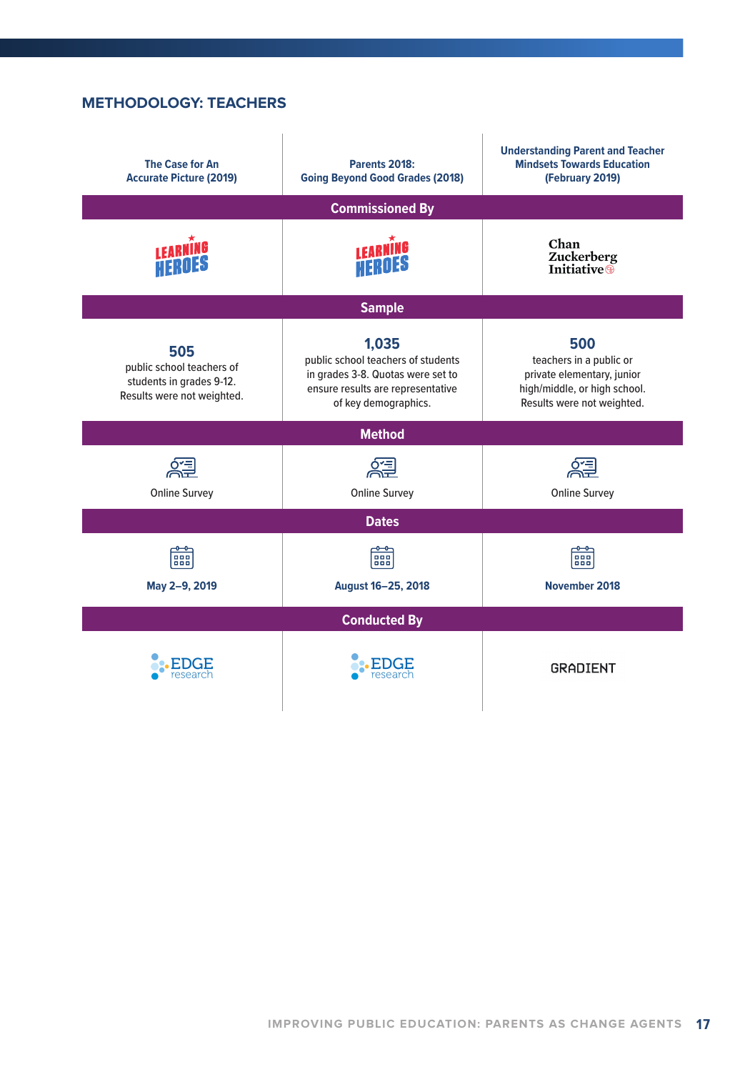## METHODOLOGY: TEACHERS

| | The Case for An Accurate Picture (2019) | Parents 2018: Going Beyond Good Grades (2018) | Understanding Parent and Teacher Mindsets Towards Education (February 2019) |
|---|---|---|---|
| **Commissioned By** | Learning Heroes | Learning Heroes | Chan Zuckerberg Initiative |
| **Sample** | **505** public school teachers of students in grades 9-12. Results were not weighted. | **1,035** public school teachers of students in grades 3-8. Quotas were set to ensure results are representative of key demographics. | **500** teachers in a public or private elementary, junior high/middle, or high school. Results were not weighted. |
| **Method** | Online Survey | Online Survey | Online Survey |
| **Dates** | May 2–9, 2019 | August 16–25, 2018 | November 2018 |
| **Conducted By** | EDGE research | EDGE research | GRADIENT |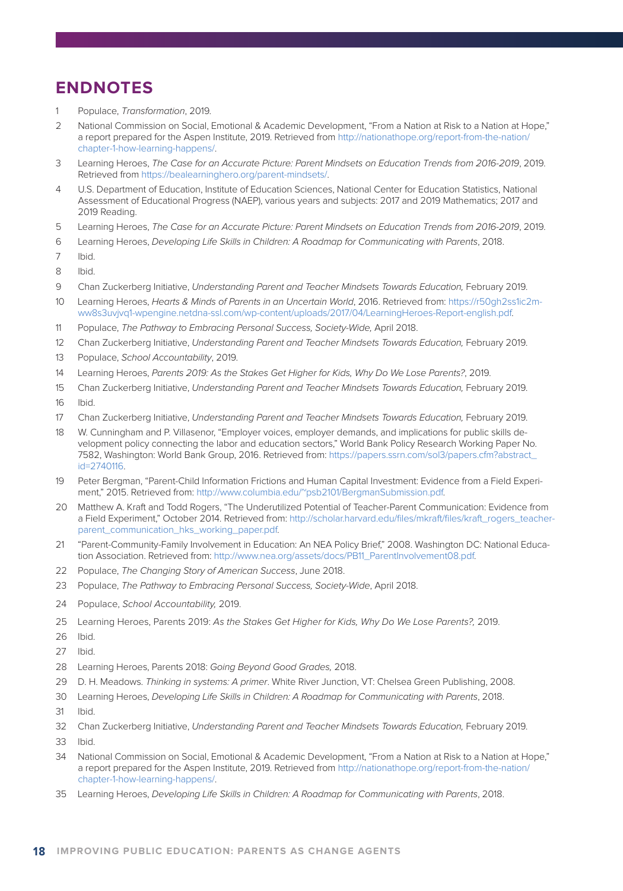## ENDNOTES

1. Populace, *Transformation*, 2019.
2. National Commission on Social, Emotional & Academic Development, "From a Nation at Risk to a Nation at Hope," a report prepared for the Aspen Institute, 2019. Retrieved from http://nationathope.org/report-from-the-nation/chapter-1-how-learning-happens/.
3. Learning Heroes, *The Case for an Accurate Picture: Parent Mindsets on Education Trends from 2016-2019*, 2019. Retrieved from https://bealearninghero.org/parent-mindsets/.
4. U.S. Department of Education, Institute of Education Sciences, National Center for Education Statistics, National Assessment of Educational Progress (NAEP), various years and subjects: 2017 and 2019 Mathematics; 2017 and 2019 Reading.
5. Learning Heroes, *The Case for an Accurate Picture: Parent Mindsets on Education Trends from 2016-2019*, 2019.
6. Learning Heroes, *Developing Life Skills in Children: A Roadmap for Communicating with Parents*, 2018.
7. Ibid.
8. Ibid.
9. Chan Zuckerberg Initiative, *Understanding Parent and Teacher Mindsets Towards Education,* February 2019.
10. Learning Heroes, *Hearts & Minds of Parents in an Uncertain World*, 2016. Retrieved from: https://r50gh2ss1ic2m-ww8s3uvjvq1-wpengine.netdna-ssl.com/wp-content/uploads/2017/04/LearningHeroes-Report-english.pdf.
11. Populace, *The Pathway to Embracing Personal Success, Society-Wide,* April 2018.
12. Chan Zuckerberg Initiative, *Understanding Parent and Teacher Mindsets Towards Education,* February 2019.
13. Populace, *School Accountability*, 2019.
14. Learning Heroes, *Parents 2019: As the Stakes Get Higher for Kids, Why Do We Lose Parents?*, 2019.
15. Chan Zuckerberg Initiative, *Understanding Parent and Teacher Mindsets Towards Education,* February 2019.
16. Ibid.
17. Chan Zuckerberg Initiative, *Understanding Parent and Teacher Mindsets Towards Education,* February 2019.
18. W. Cunningham and P. Villasenor, "Employer voices, employer demands, and implications for public skills development policy connecting the labor and education sectors," World Bank Policy Research Working Paper No. 7582, Washington: World Bank Group, 2016. Retrieved from: https://papers.ssrn.com/sol3/papers.cfm?abstract_id=2740116.
19. Peter Bergman, "Parent-Child Information Frictions and Human Capital Investment: Evidence from a Field Experiment," 2015. Retrieved from: http://www.columbia.edu/~psb2101/BergmanSubmission.pdf.
20. Matthew A. Kraft and Todd Rogers, "The Underutilized Potential of Teacher-Parent Communication: Evidence from a Field Experiment," October 2014. Retrieved from: http://scholar.harvard.edu/files/mkraft/files/kraft_rogers_teacher-parent_communication_hks_working_paper.pdf.
21. "Parent-Community-Family Involvement in Education: An NEA Policy Brief," 2008. Washington DC: National Education Association. Retrieved from: http://www.nea.org/assets/docs/PB11_ParentInvolvement08.pdf.
22. Populace, *The Changing Story of American Success*, June 2018.
23. Populace, *The Pathway to Embracing Personal Success, Society-Wide*, April 2018.
24. Populace, *School Accountability,* 2019.
25. Learning Heroes, Parents 2019: *As the Stakes Get Higher for Kids, Why Do We Lose Parents?,* 2019.
26. Ibid.
27. Ibid.
28. Learning Heroes, Parents 2018: *Going Beyond Good Grades,* 2018.
29. D. H. Meadows. *Thinking in systems: A primer*. White River Junction, VT: Chelsea Green Publishing, 2008.
30. Learning Heroes, *Developing Life Skills in Children: A Roadmap for Communicating with Parents*, 2018.
31. Ibid.
32. Chan Zuckerberg Initiative, *Understanding Parent and Teacher Mindsets Towards Education,* February 2019.
33. Ibid.
34. National Commission on Social, Emotional & Academic Development, "From a Nation at Risk to a Nation at Hope," a report prepared for the Aspen Institute, 2019. Retrieved from http://nationathope.org/report-from-the-nation/chapter-1-how-learning-happens/.
35. Learning Heroes, *Developing Life Skills in Children: A Roadmap for Communicating with Parents*, 2018.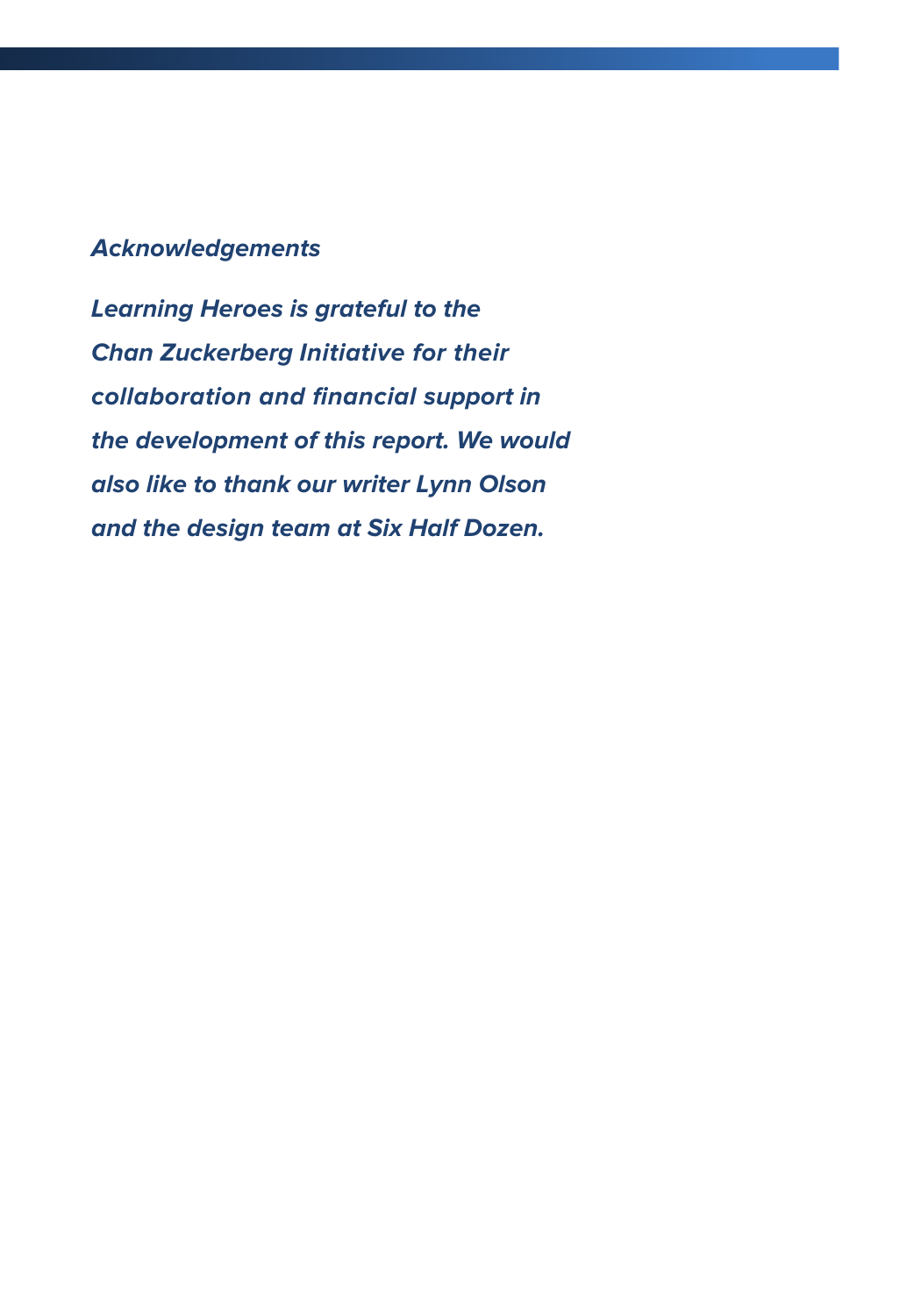## *Acknowledgements*

***Learning Heroes is grateful to the Chan Zuckerberg Initiative for their collaboration and financial support in the development of this report. We would also like to thank our writer Lynn Olson and the design team at Six Half Dozen.***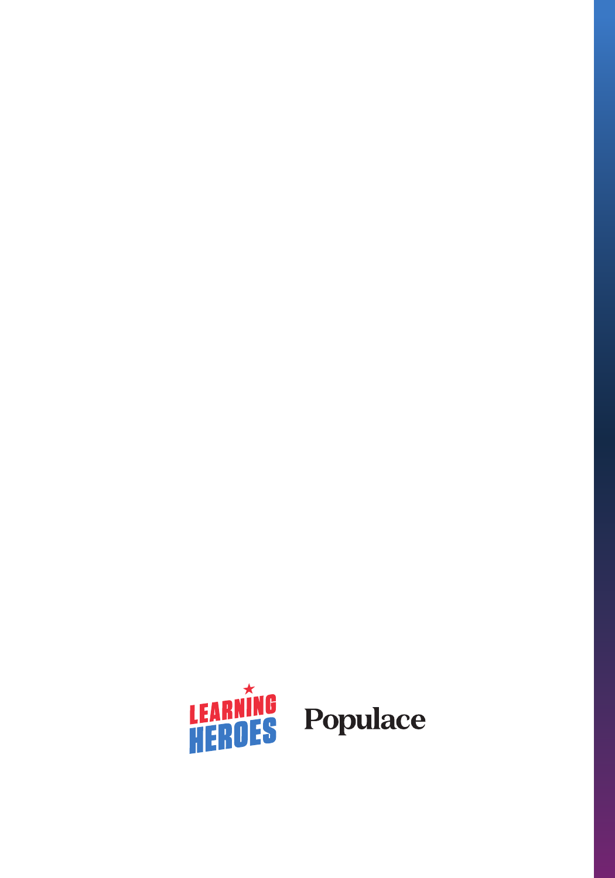LEARNING HEROES

Populace